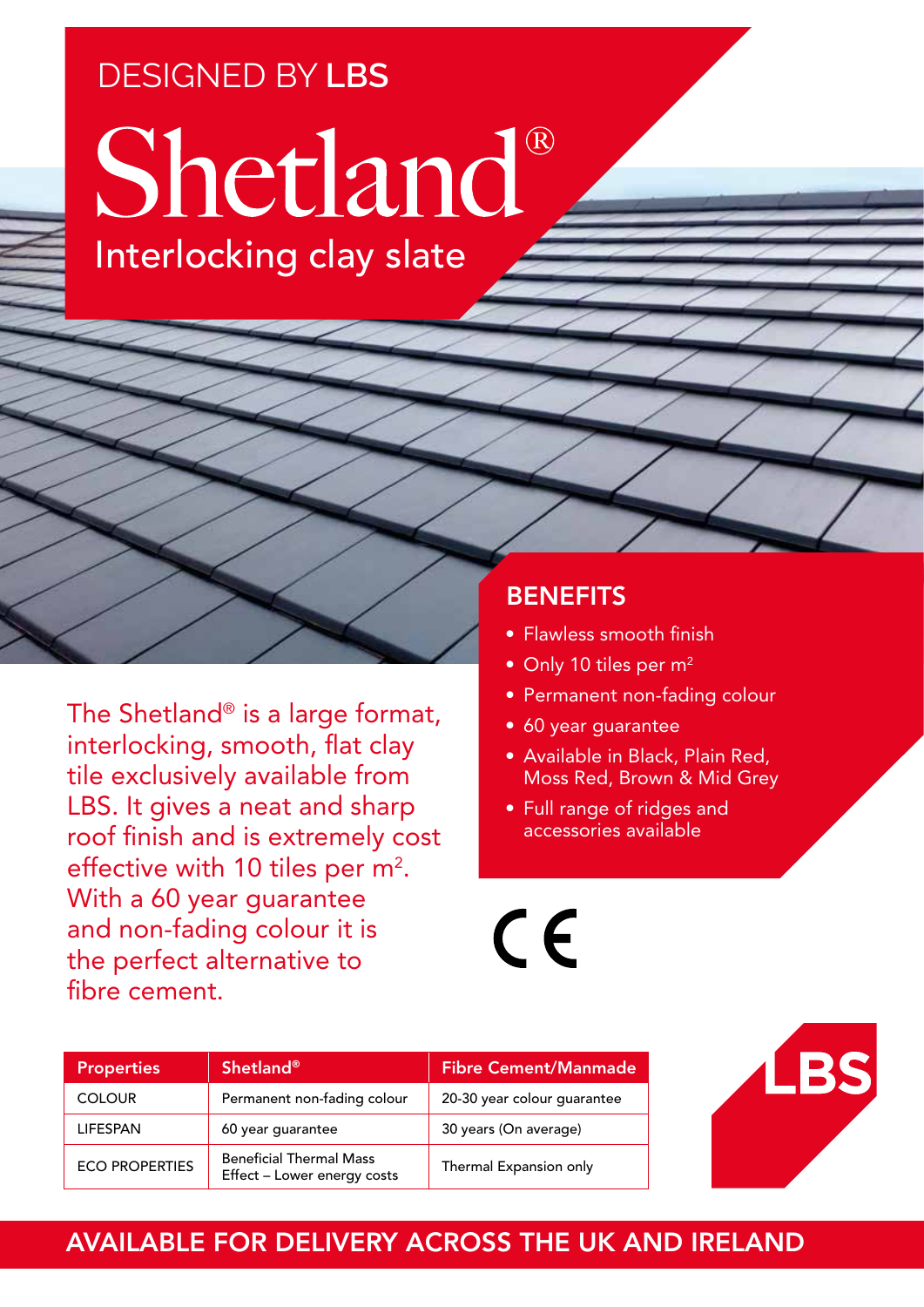DESIGNED BY **LBS**

# Shetland®

## Interlocking clay slate

The Shetland® is a large format, interlocking, smooth, flat clay tile exclusively available from LBS. It gives a neat and sharp roof finish and is extremely cost effective with 10 tiles per $m^2$. With a 60 year guarantee and non-fading colour it is the perfect alternative to fibre cement.

## BENEFITS

- Flawless smooth finish
- Only 10 tiles per $m^2$
- Permanent non-fading colour
- 60 year guarantee
- Available in Black, Plain Red, Moss Red, Brown & Mid Grey
- Full range of ridges and accessories available

CE

| Properties | Shetland® | Fibre Cement/Manmade |
|---|---|---|
| COLOUR | Permanent non-fading colour | 20-30 year colour guarantee |
| LIFESPAN | 60 year guarantee | 30 years (On average) |
| ECO PROPERTIES | Beneficial Thermal Mass Effect – Lower energy costs | Thermal Expansion only |

LBS

AVAILABLE FOR DELIVERY ACROSS THE UK AND IRELAND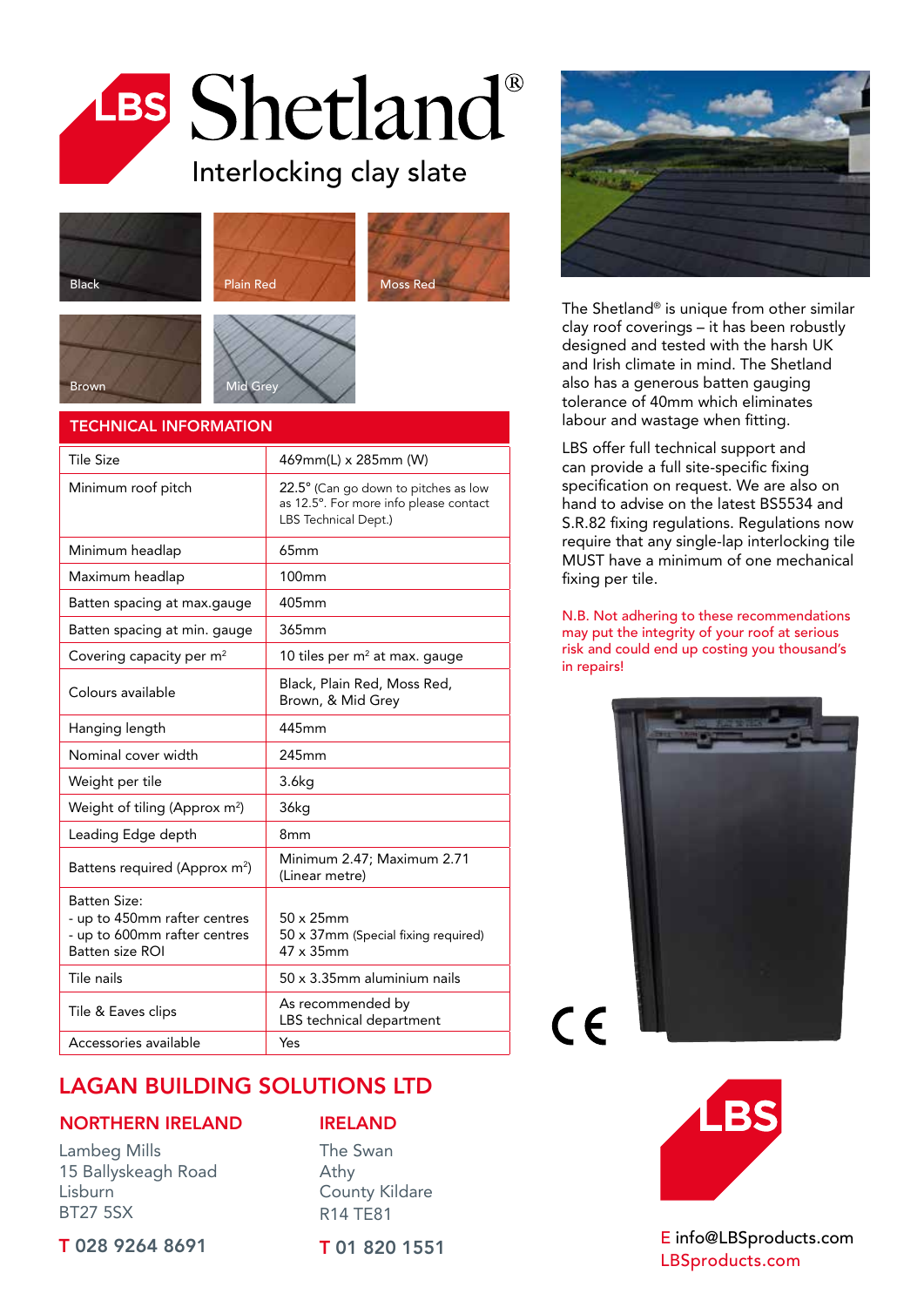# LBS Shetland®

## Interlocking clay slate

Black

Plain Red

Moss Red

Brown

Mid Grey

## TECHNICAL INFORMATION

| | |
|---|---|
| Tile Size | 469mm(L) x 285mm (W) |
| Minimum roof pitch | 22.5° (Can go down to pitches as low as 12.5°. For more info please contact LBS Technical Dept.) |
| Minimum headlap | 65mm |
| Maximum headlap | 100mm |
| Batten spacing at max.gauge | 405mm |
| Batten spacing at min. gauge | 365mm |
| Covering capacity per m² | 10 tiles per m² at max. gauge |
| Colours available | Black, Plain Red, Moss Red, Brown, & Mid Grey |
| Hanging length | 445mm |
| Nominal cover width | 245mm |
| Weight per tile | 3.6kg |
| Weight of tiling (Approx m²) | 36kg |
| Leading Edge depth | 8mm |
| Battens required (Approx m²) | Minimum 2.47; Maximum 2.71 (Linear metre) |
| Batten Size:<br>- up to 450mm rafter centres<br>- up to 600mm rafter centres<br>Batten size ROI | <br>50 x 25mm<br>50 x 37mm (Special fixing required)<br>47 x 35mm |
| Tile nails | 50 x 3.35mm aluminium nails |
| Tile & Eaves clips | As recommended by LBS technical department |
| Accessories available | Yes |

The Shetland® is unique from other similar clay roof coverings – it has been robustly designed and tested with the harsh UK and Irish climate in mind. The Shetland also has a generous batten gauging tolerance of 40mm which eliminates labour and wastage when fitting.

LBS offer full technical support and can provide a full site-specific fixing specification on request. We are also on hand to advise on the latest BS5534 and S.R.82 fixing regulations. Regulations now require that any single-lap interlocking tile MUST have a minimum of one mechanical fixing per tile.

N.B. Not adhering to these recommendations may put the integrity of your roof at serious risk and could end up costing you thousand's in repairs!

CE

## LAGAN BUILDING SOLUTIONS LTD

### NORTHERN IRELAND

Lambeg Mills
15 Ballyskeagh Road
Lisburn
BT27 5SX

**T 028 9264 8691**

### IRELAND

The Swan
Athy
County Kildare
R14 TE81

**T 01 820 1551**

LBS

E info@LBSproducts.com
LBSproducts.com